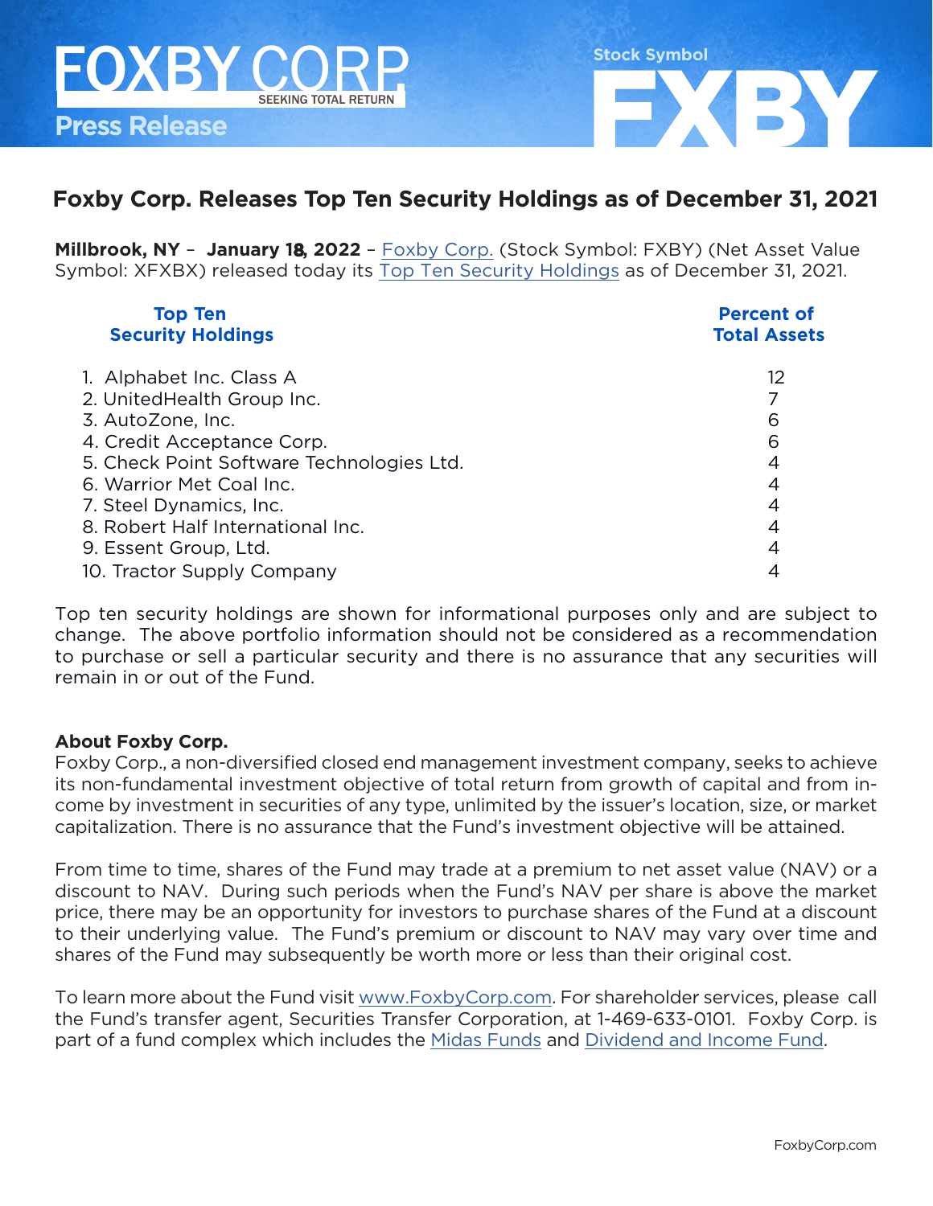FOXBY CORP
SEEKING TOTAL RETURN

**Press Release**

Stock Symbol
**FXBY**

# Foxby Corp. Releases Top Ten Security Holdings as of December 31, 2021

**Millbrook, NY** – **January 18, 2022** – Foxby Corp. (Stock Symbol: FXBY) (Net Asset Value Symbol: XFXBX) released today its Top Ten Security Holdings as of December 31, 2021.

| Top Ten Security Holdings | Percent of Total Assets |
|---|---|
| 1. Alphabet Inc. Class A | 12 |
| 2. UnitedHealth Group Inc. | 7 |
| 3. AutoZone, Inc. | 6 |
| 4. Credit Acceptance Corp. | 6 |
| 5. Check Point Software Technologies Ltd. | 4 |
| 6. Warrior Met Coal Inc. | 4 |
| 7. Steel Dynamics, Inc. | 4 |
| 8. Robert Half International Inc. | 4 |
| 9. Essent Group, Ltd. | 4 |
| 10. Tractor Supply Company | 4 |

Top ten security holdings are shown for informational purposes only and are subject to change. The above portfolio information should not be considered as a recommendation to purchase or sell a particular security and there is no assurance that any securities will remain in or out of the Fund.

**About Foxby Corp.**
Foxby Corp., a non-diversified closed end management investment company, seeks to achieve its non-fundamental investment objective of total return from growth of capital and from income by investment in securities of any type, unlimited by the issuer's location, size, or market capitalization. There is no assurance that the Fund's investment objective will be attained.

From time to time, shares of the Fund may trade at a premium to net asset value (NAV) or a discount to NAV. During such periods when the Fund's NAV per share is above the market price, there may be an opportunity for investors to purchase shares of the Fund at a discount to their underlying value. The Fund's premium or discount to NAV may vary over time and shares of the Fund may subsequently be worth more or less than their original cost.

To learn more about the Fund visit www.FoxbyCorp.com. For shareholder services, please call the Fund's transfer agent, Securities Transfer Corporation, at 1-469-633-0101. Foxby Corp. is part of a fund complex which includes the Midas Funds and Dividend and Income Fund.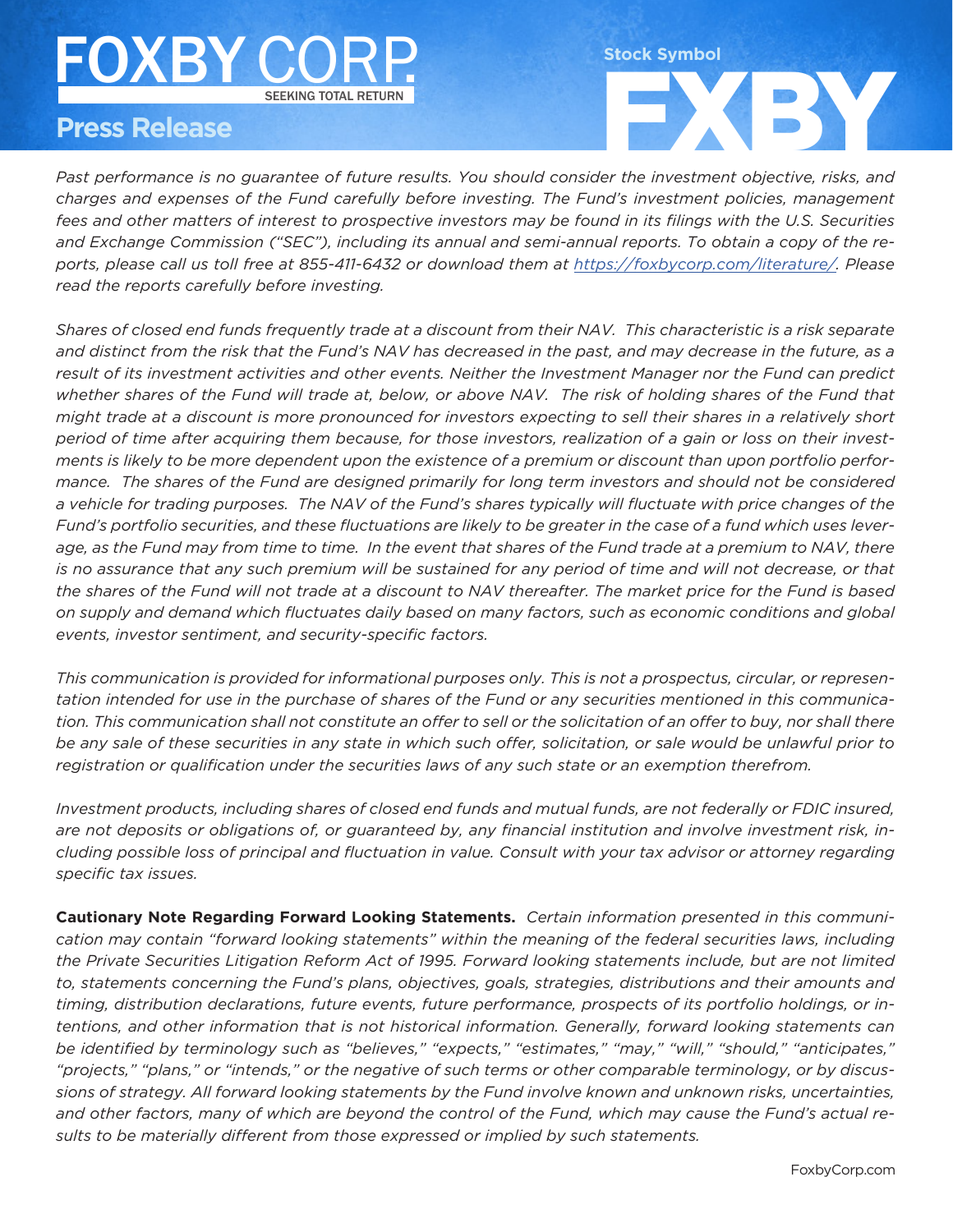*Past performance is no guarantee of future results. You should consider the investment objective, risks, and charges and expenses of the Fund carefully before investing. The Fund's investment policies, management fees and other matters of interest to prospective investors may be found in its filings with the U.S. Securities and Exchange Commission ("SEC"), including its annual and semi-annual reports. To obtain a copy of the reports, please call us toll free at 855-411-6432 or download them at https://foxbycorp.com/literature/. Please read the reports carefully before investing.*

*Shares of closed end funds frequently trade at a discount from their NAV. This characteristic is a risk separate and distinct from the risk that the Fund's NAV has decreased in the past, and may decrease in the future, as a result of its investment activities and other events. Neither the Investment Manager nor the Fund can predict whether shares of the Fund will trade at, below, or above NAV. The risk of holding shares of the Fund that might trade at a discount is more pronounced for investors expecting to sell their shares in a relatively short period of time after acquiring them because, for those investors, realization of a gain or loss on their investments is likely to be more dependent upon the existence of a premium or discount than upon portfolio performance. The shares of the Fund are designed primarily for long term investors and should not be considered a vehicle for trading purposes. The NAV of the Fund's shares typically will fluctuate with price changes of the Fund's portfolio securities, and these fluctuations are likely to be greater in the case of a fund which uses leverage, as the Fund may from time to time. In the event that shares of the Fund trade at a premium to NAV, there is no assurance that any such premium will be sustained for any period of time and will not decrease, or that the shares of the Fund will not trade at a discount to NAV thereafter. The market price for the Fund is based on supply and demand which fluctuates daily based on many factors, such as economic conditions and global events, investor sentiment, and security-specific factors.*

*This communication is provided for informational purposes only. This is not a prospectus, circular, or representation intended for use in the purchase of shares of the Fund or any securities mentioned in this communication. This communication shall not constitute an offer to sell or the solicitation of an offer to buy, nor shall there be any sale of these securities in any state in which such offer, solicitation, or sale would be unlawful prior to registration or qualification under the securities laws of any such state or an exemption therefrom.*

*Investment products, including shares of closed end funds and mutual funds, are not federally or FDIC insured, are not deposits or obligations of, or guaranteed by, any financial institution and involve investment risk, including possible loss of principal and fluctuation in value. Consult with your tax advisor or attorney regarding specific tax issues.*

**Cautionary Note Regarding Forward Looking Statements.** *Certain information presented in this communication may contain "forward looking statements" within the meaning of the federal securities laws, including the Private Securities Litigation Reform Act of 1995. Forward looking statements include, but are not limited to, statements concerning the Fund's plans, objectives, goals, strategies, distributions and their amounts and timing, distribution declarations, future events, future performance, prospects of its portfolio holdings, or intentions, and other information that is not historical information. Generally, forward looking statements can be identified by terminology such as "believes," "expects," "estimates," "may," "will," "should," "anticipates," "projects," "plans," or "intends," or the negative of such terms or other comparable terminology, or by discussions of strategy. All forward looking statements by the Fund involve known and unknown risks, uncertainties, and other factors, many of which are beyond the control of the Fund, which may cause the Fund's actual results to be materially different from those expressed or implied by such statements.*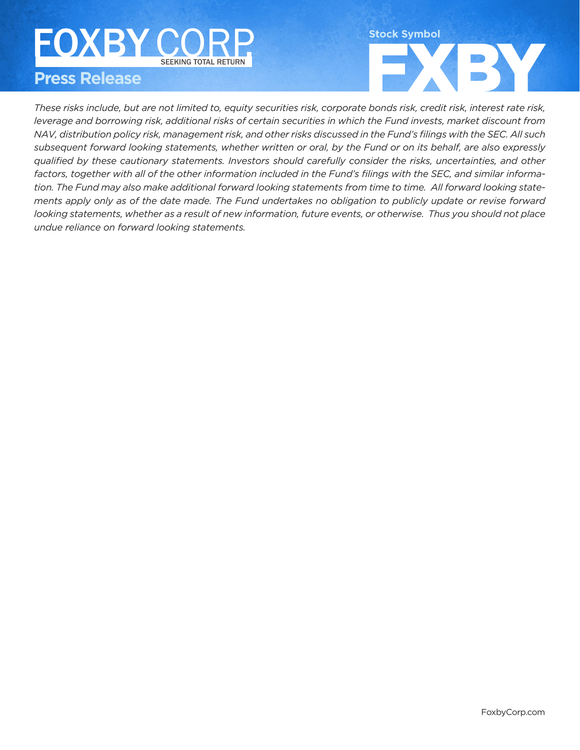*These risks include, but are not limited to, equity securities risk, corporate bonds risk, credit risk, interest rate risk, leverage and borrowing risk, additional risks of certain securities in which the Fund invests, market discount from NAV, distribution policy risk, management risk, and other risks discussed in the Fund's filings with the SEC. All such subsequent forward looking statements, whether written or oral, by the Fund or on its behalf, are also expressly qualified by these cautionary statements. Investors should carefully consider the risks, uncertainties, and other factors, together with all of the other information included in the Fund's filings with the SEC, and similar information. The Fund may also make additional forward looking statements from time to time. All forward looking statements apply only as of the date made. The Fund undertakes no obligation to publicly update or revise forward looking statements, whether as a result of new information, future events, or otherwise. Thus you should not place undue reliance on forward looking statements.*